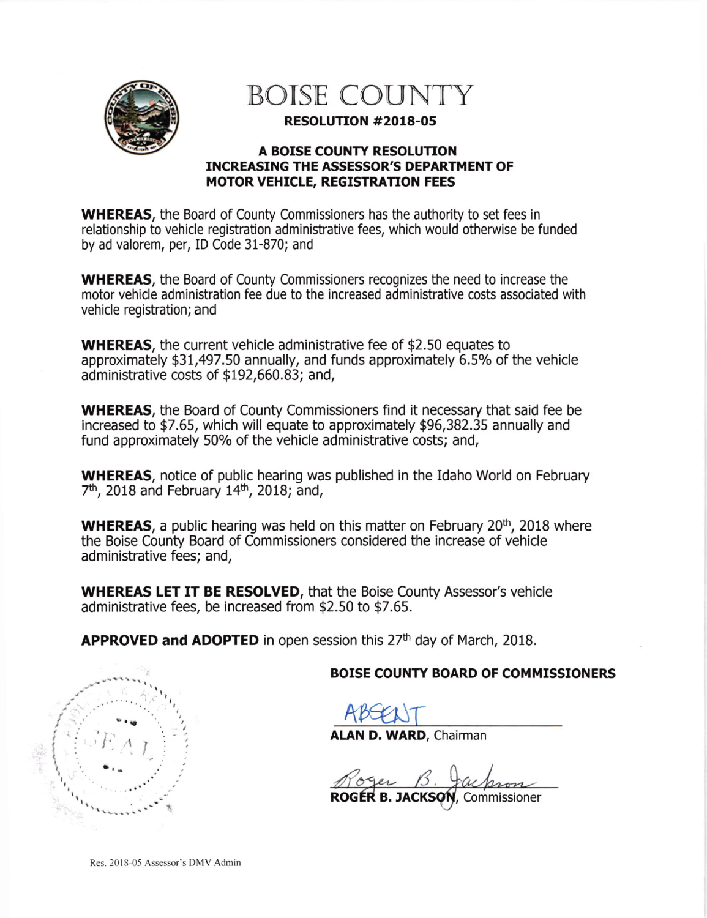# BOISE COUNTY

## RESOLUTION #2018-05

### A BOISE COUNTY RESOLUTION INCREASING THE ASSESSOR'S DEPARTMENT OF MOTOR VEHICLE, REGISTRATION FEES

**WHEREAS**, the Board of County Commissioners has the authority to set fees in relationship to vehicle registration administrative fees, which would otherwise be funded by ad valorem, per, ID Code 31-870; and

**WHEREAS**, the Board of County Commissioners recognizes the need to increase the motor vehicle administration fee due to the increased administrative costs associated with vehicle registration; and

**WHEREAS**, the current vehicle administrative fee of $2.50 equates to approximately $31,497.50 annually, and funds approximately 6.5% of the vehicle administrative costs of $192,660.83; and,

**WHEREAS**, the Board of County Commissioners find it necessary that said fee be increased to $7.65, which will equate to approximately $96,382.35 annually and fund approximately 50% of the vehicle administrative costs; and,

**WHEREAS**, notice of public hearing was published in the Idaho World on February 7th, 2018 and February 14th, 2018; and,

**WHEREAS**, a public hearing was held on this matter on February 20th, 2018 where the Boise County Board of Commissioners considered the increase of vehicle administrative fees; and,

**WHEREAS LET IT BE RESOLVED**, that the Boise County Assessor's vehicle administrative fees, be increased from $2.50 to $7.65.

**APPROVED and ADOPTED** in open session this 27th day of March, 2018.

**BOISE COUNTY BOARD OF COMMISSIONERS**

ABSENT

**ALAN D. WARD**, Chairman

Roger B. Jackson

**ROGER B. JACKSON**, Commissioner

SEAL

Res. 2018-05 Assessor's DMV Admin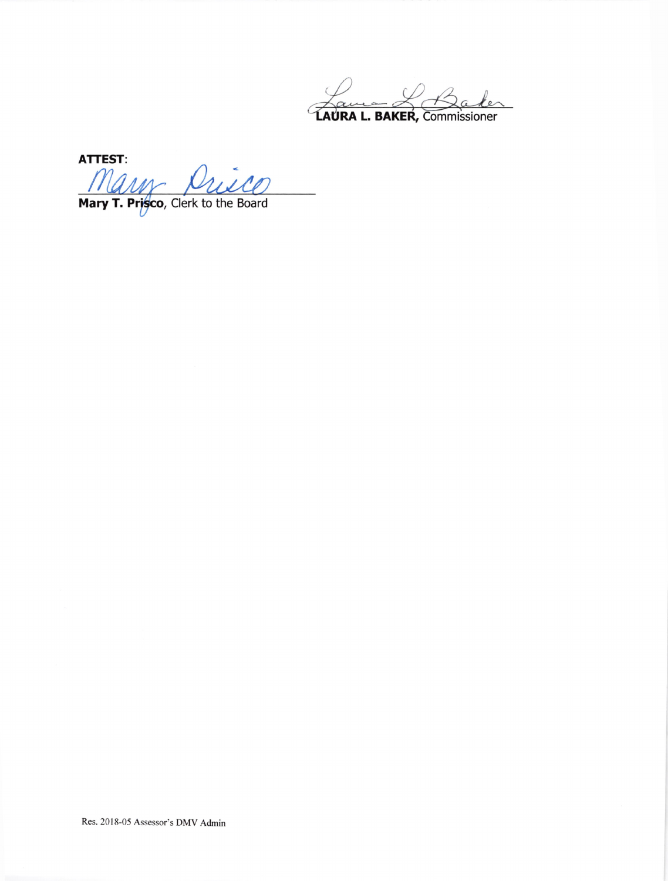**LAURA L. BAKER,** Commissioner

**ATTEST**:

**Mary T. Prisco**, Clerk to the Board

Res. 2018-05 Assessor's DMV Admin